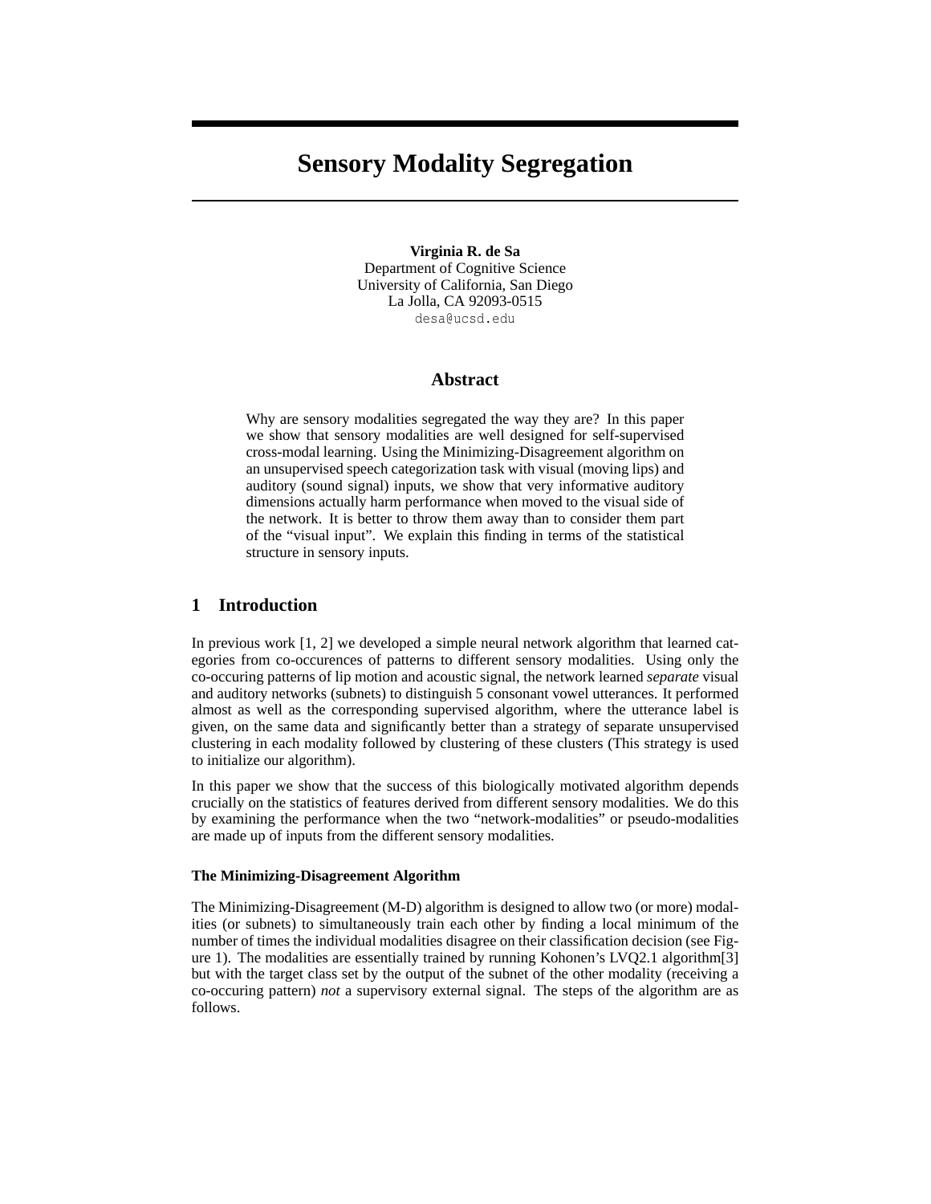# Sensory Modality Segregation

**Virginia R. de Sa**
Department of Cognitive Science
University of California, San Diego
La Jolla, CA 92093-0515
desa@ucsd.edu

## Abstract

Why are sensory modalities segregated the way they are? In this paper we show that sensory modalities are well designed for self-supervised cross-modal learning. Using the Minimizing-Disagreement algorithm on an unsupervised speech categorization task with visual (moving lips) and auditory (sound signal) inputs, we show that very informative auditory dimensions actually harm performance when moved to the visual side of the network. It is better to throw them away than to consider them part of the "visual input". We explain this finding in terms of the statistical structure in sensory inputs.

## 1 Introduction

In previous work [1, 2] we developed a simple neural network algorithm that learned categories from co-occurences of patterns to different sensory modalities. Using only the co-occuring patterns of lip motion and acoustic signal, the network learned *separate* visual and auditory networks (subnets) to distinguish 5 consonant vowel utterances. It performed almost as well as the corresponding supervised algorithm, where the utterance label is given, on the same data and significantly better than a strategy of separate unsupervised clustering in each modality followed by clustering of these clusters (This strategy is used to initialize our algorithm).

In this paper we show that the success of this biologically motivated algorithm depends crucially on the statistics of features derived from different sensory modalities. We do this by examining the performance when the two "network-modalities" or pseudo-modalities are made up of inputs from the different sensory modalities.

### The Minimizing-Disagreement Algorithm

The Minimizing-Disagreement (M-D) algorithm is designed to allow two (or more) modalities (or subnets) to simultaneously train each other by finding a local minimum of the number of times the individual modalities disagree on their classification decision (see Figure 1). The modalities are essentially trained by running Kohonen's LVQ2.1 algorithm[3] but with the target class set by the output of the subnet of the other modality (receiving a co-occuring pattern) *not* a supervisory external signal. The steps of the algorithm are as follows.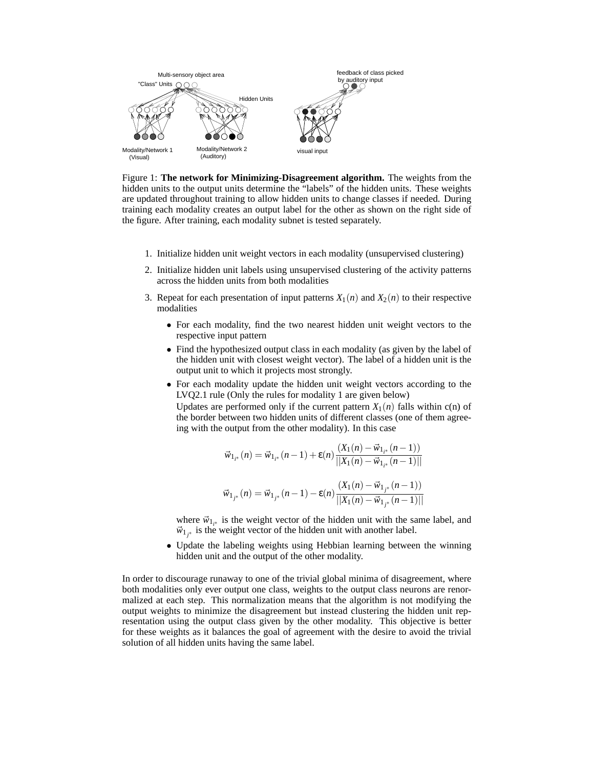Figure 1: **The network for Minimizing-Disagreement algorithm.** The weights from the hidden units to the output units determine the "labels" of the hidden units. These weights are updated throughout training to allow hidden units to change classes if needed. During training each modality creates an output label for the other as shown on the right side of the figure. After training, each modality subnet is tested separately.

1. Initialize hidden unit weight vectors in each modality (unsupervised clustering)
2. Initialize hidden unit labels using unsupervised clustering of the activity patterns across the hidden units from both modalities
3. Repeat for each presentation of input patterns $X_1(n)$ and $X_2(n)$ to their respective modalities
   - For each modality, find the two nearest hidden unit weight vectors to the respective input pattern
   - Find the hypothesized output class in each modality (as given by the label of the hidden unit with closest weight vector). The label of a hidden unit is the output unit to which it projects most strongly.
   - For each modality update the hidden unit weight vectors according to the LVQ2.1 rule (Only the rules for modality 1 are given below)
     Updates are performed only if the current pattern $X_1(n)$ falls within c(n) of the border between two hidden units of different classes (one of them agreeing with the output from the other modality). In this case

     $$\vec{w}_{1_{i^*}}(n) = \vec{w}_{1_{i^*}}(n-1) + \varepsilon(n)\frac{(X_1(n) - \vec{w}_{1_{i^*}}(n-1))}{||X_1(n) - \vec{w}_{1_{i^*}}(n-1)||}$$

     $$\vec{w}_{1_{j^*}}(n) = \vec{w}_{1_{j^*}}(n-1) - \varepsilon(n)\frac{(X_1(n) - \vec{w}_{1_{j^*}}(n-1))}{||X_1(n) - \vec{w}_{1_{j^*}}(n-1)||}$$

     where $\vec{w}_{1_{i^*}}$ is the weight vector of the hidden unit with the same label, and $\vec{w}_{1_{j^*}}$ is the weight vector of the hidden unit with another label.
   - Update the labeling weights using Hebbian learning between the winning hidden unit and the output of the other modality.

In order to discourage runaway to one of the trivial global minima of disagreement, where both modalities only ever output one class, weights to the output class neurons are renormalized at each step. This normalization means that the algorithm is not modifying the output weights to minimize the disagreement but instead clustering the hidden unit representation using the output class given by the other modality. This objective is better for these weights as it balances the goal of agreement with the desire to avoid the trivial solution of all hidden units having the same label.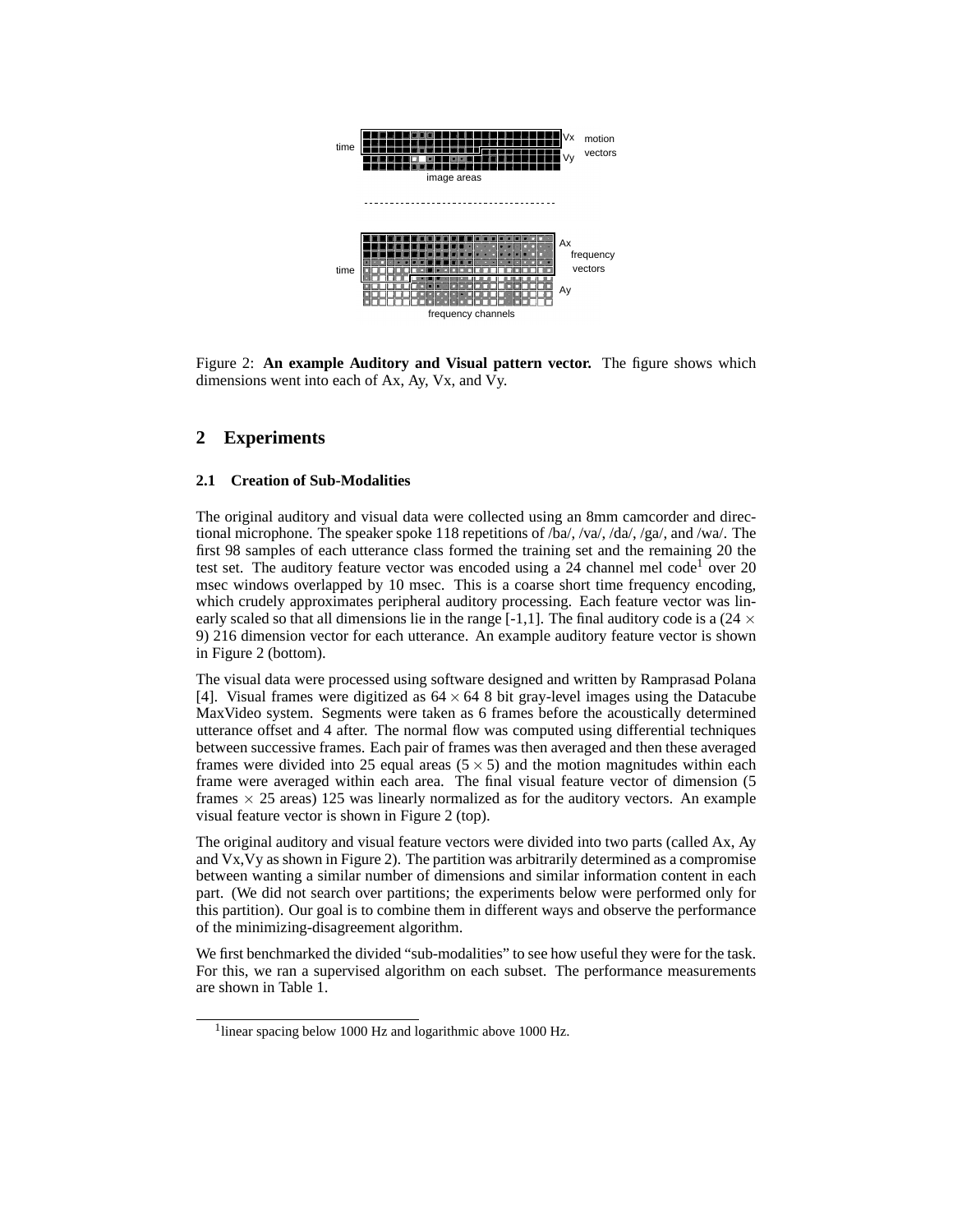Figure 2: **An example Auditory and Visual pattern vector.** The figure shows which dimensions went into each of Ax, Ay, Vx, and Vy.

## 2 Experiments

### 2.1 Creation of Sub-Modalities

The original auditory and visual data were collected using an 8mm camcorder and directional microphone. The speaker spoke 118 repetitions of /ba/, /va/, /da/, /ga/, and /wa/. The first 98 samples of each utterance class formed the training set and the remaining 20 the test set. The auditory feature vector was encoded using a 24 channel mel code[1] over 20 msec windows overlapped by 10 msec. This is a coarse short time frequency encoding, which crudely approximates peripheral auditory processing. Each feature vector was linearly scaled so that all dimensions lie in the range [-1,1]. The final auditory code is a ($24 \times 9$) 216 dimension vector for each utterance. An example auditory feature vector is shown in Figure 2 (bottom).

The visual data were processed using software designed and written by Ramprasad Polana [4]. Visual frames were digitized as $64 \times 64$ 8 bit gray-level images using the Datacube MaxVideo system. Segments were taken as 6 frames before the acoustically determined utterance offset and 4 after. The normal flow was computed using differential techniques between successive frames. Each pair of frames was then averaged and then these averaged frames were divided into 25 equal areas ($5 \times 5$) and the motion magnitudes within each frame were averaged within each area. The final visual feature vector of dimension (5 frames $\times$ 25 areas) 125 was linearly normalized as for the auditory vectors. An example visual feature vector is shown in Figure 2 (top).

The original auditory and visual feature vectors were divided into two parts (called Ax, Ay and Vx,Vy as shown in Figure 2). The partition was arbitrarily determined as a compromise between wanting a similar number of dimensions and similar information content in each part. (We did not search over partitions; the experiments below were performed only for this partition). Our goal is to combine them in different ways and observe the performance of the minimizing-disagreement algorithm.

We first benchmarked the divided "sub-modalities" to see how useful they were for the task. For this, we ran a supervised algorithm on each subset. The performance measurements are shown in Table 1.

[1] linear spacing below 1000 Hz and logarithmic above 1000 Hz.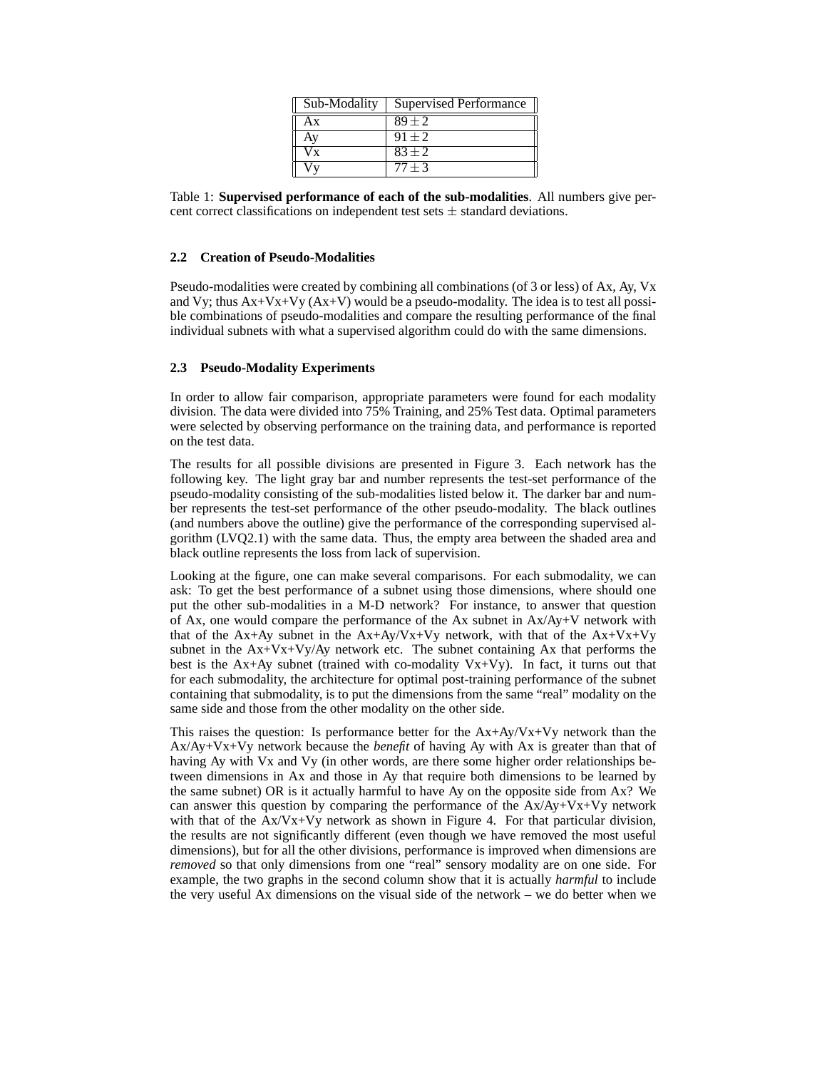| Sub-Modality | Supervised Performance |
| --- | --- |
| Ax | $89 \pm 2$ |
| Ay | $91 \pm 2$ |
| Vx | $83 \pm 2$ |
| Vy | $77 \pm 3$ |

Table 1: **Supervised performance of each of the sub-modalities**. All numbers give percent correct classifications on independent test sets $\pm$ standard deviations.

### 2.2 Creation of Pseudo-Modalities

Pseudo-modalities were created by combining all combinations (of 3 or less) of Ax, Ay, Vx and Vy; thus Ax+Vx+Vy (Ax+V) would be a pseudo-modality. The idea is to test all possible combinations of pseudo-modalities and compare the resulting performance of the final individual subnets with what a supervised algorithm could do with the same dimensions.

### 2.3 Pseudo-Modality Experiments

In order to allow fair comparison, appropriate parameters were found for each modality division. The data were divided into 75% Training, and 25% Test data. Optimal parameters were selected by observing performance on the training data, and performance is reported on the test data.

The results for all possible divisions are presented in Figure 3. Each network has the following key. The light gray bar and number represents the test-set performance of the pseudo-modality consisting of the sub-modalities listed below it. The darker bar and number represents the test-set performance of the other pseudo-modality. The black outlines (and numbers above the outline) give the performance of the corresponding supervised algorithm (LVQ2.1) with the same data. Thus, the empty area between the shaded area and black outline represents the loss from lack of supervision.

Looking at the figure, one can make several comparisons. For each submodality, we can ask: To get the best performance of a subnet using those dimensions, where should one put the other sub-modalities in a M-D network? For instance, to answer that question of Ax, one would compare the performance of the Ax subnet in Ax/Ay+V network with that of the Ax+Ay subnet in the Ax+Ay/Vx+Vy network, with that of the Ax+Vx+Vy subnet in the Ax+Vx+Vy/Ay network etc. The subnet containing Ax that performs the best is the Ax+Ay subnet (trained with co-modality Vx+Vy). In fact, it turns out that for each submodality, the architecture for optimal post-training performance of the subnet containing that submodality, is to put the dimensions from the same "real" modality on the same side and those from the other modality on the other side.

This raises the question: Is performance better for the Ax+Ay/Vx+Vy network than the Ax/Ay+Vx+Vy network because the *benefit* of having Ay with Ax is greater than that of having Ay with Vx and Vy (in other words, are there some higher order relationships between dimensions in Ax and those in Ay that require both dimensions to be learned by the same subnet) OR is it actually harmful to have Ay on the opposite side from Ax? We can answer this question by comparing the performance of the Ax/Ay+Vx+Vy network with that of the Ax/Vx+Vy network as shown in Figure 4. For that particular division, the results are not significantly different (even though we have removed the most useful dimensions), but for all the other divisions, performance is improved when dimensions are *removed* so that only dimensions from one "real" sensory modality are on one side. For example, the two graphs in the second column show that it is actually *harmful* to include the very useful Ax dimensions on the visual side of the network – we do better when we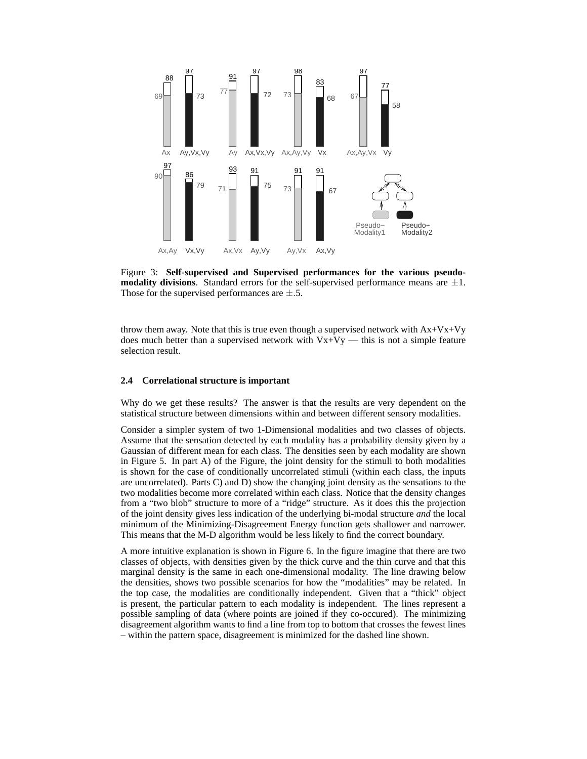Figure 3: **Self-supervised and Supervised performances for the various pseudo-modality divisions**. Standard errors for the self-supervised performance means are $\pm 1$. Those for the supervised performances are $\pm .5$.

throw them away. Note that this is true even though a supervised network with Ax+Vx+Vy does much better than a supervised network with Vx+Vy — this is not a simple feature selection result.

### 2.4 Correlational structure is important

Why do we get these results? The answer is that the results are very dependent on the statistical structure between dimensions within and between different sensory modalities.

Consider a simpler system of two 1-Dimensional modalities and two classes of objects. Assume that the sensation detected by each modality has a probability density given by a Gaussian of different mean for each class. The densities seen by each modality are shown in Figure 5. In part A) of the Figure, the joint density for the stimuli to both modalities is shown for the case of conditionally uncorrelated stimuli (within each class, the inputs are uncorrelated). Parts C) and D) show the changing joint density as the sensations to the two modalities become more correlated within each class. Notice that the density changes from a "two blob" structure to more of a "ridge" structure. As it does this the projection of the joint density gives less indication of the underlying bi-modal structure *and* the local minimum of the Minimizing-Disagreement Energy function gets shallower and narrower. This means that the M-D algorithm would be less likely to find the correct boundary.

A more intuitive explanation is shown in Figure 6. In the figure imagine that there are two classes of objects, with densities given by the thick curve and the thin curve and that this marginal density is the same in each one-dimensional modality. The line drawing below the densities, shows two possible scenarios for how the "modalities" may be related. In the top case, the modalities are conditionally independent. Given that a "thick" object is present, the particular pattern to each modality is independent. The lines represent a possible sampling of data (where points are joined if they co-occured). The minimizing disagreement algorithm wants to find a line from top to bottom that crosses the fewest lines – within the pattern space, disagreement is minimized for the dashed line shown.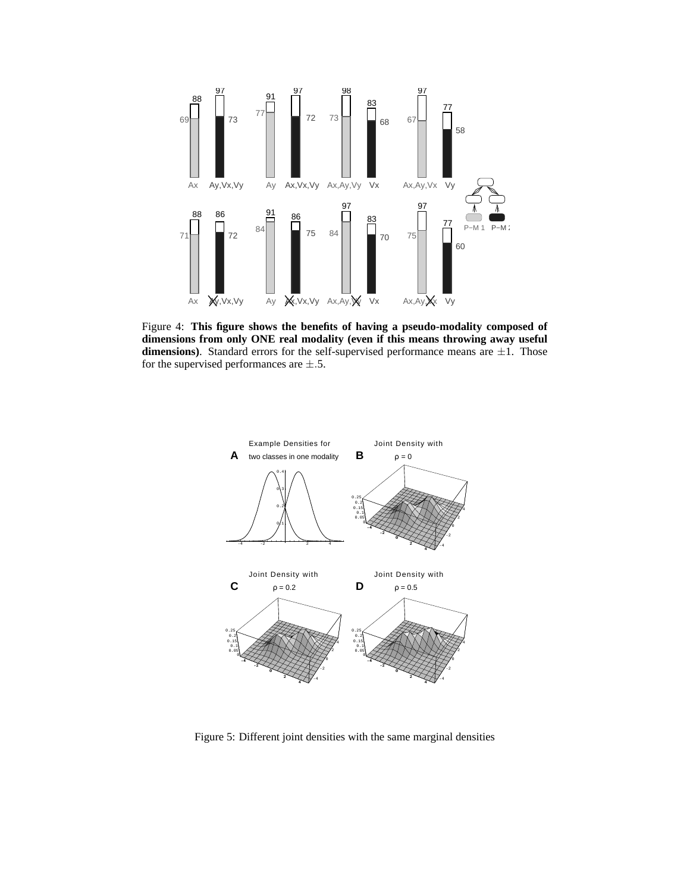Figure 4: **This figure shows the benefits of having a pseudo-modality composed of dimensions from only ONE real modality (even if this means throwing away useful dimensions)**. Standard errors for the self-supervised performance means are $\pm 1$. Those for the supervised performances are $\pm .5$.

Figure 5: Different joint densities with the same marginal densities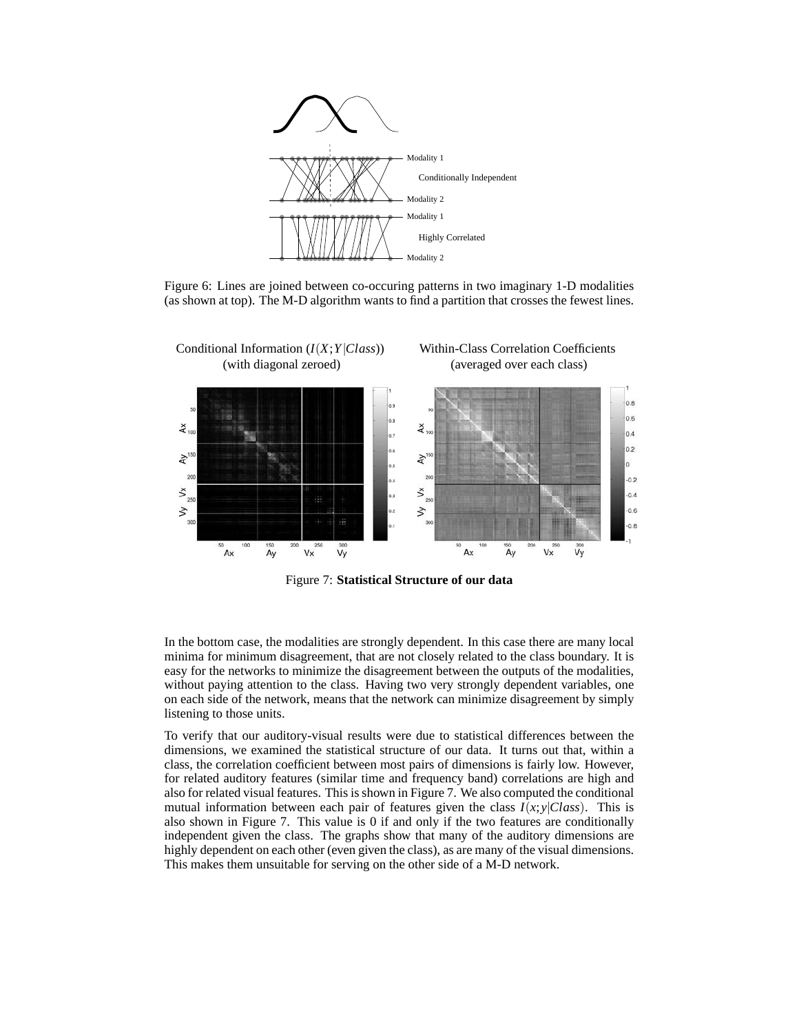Figure 6: Lines are joined between co-occuring patterns in two imaginary 1-D modalities (as shown at top). The M-D algorithm wants to find a partition that crosses the fewest lines.

Figure 7: **Statistical Structure of our data**

In the bottom case, the modalities are strongly dependent. In this case there are many local minima for minimum disagreement, that are not closely related to the class boundary. It is easy for the networks to minimize the disagreement between the outputs of the modalities, without paying attention to the class. Having two very strongly dependent variables, one on each side of the network, means that the network can minimize disagreement by simply listening to those units.

To verify that our auditory-visual results were due to statistical differences between the dimensions, we examined the statistical structure of our data. It turns out that, within a class, the correlation coefficient between most pairs of dimensions is fairly low. However, for related auditory features (similar time and frequency band) correlations are high and also for related visual features. This is shown in Figure 7. We also computed the conditional mutual information between each pair of features given the class $I(x;y|Class)$. This is also shown in Figure 7. This value is 0 if and only if the two features are conditionally independent given the class. The graphs show that many of the auditory dimensions are highly dependent on each other (even given the class), as are many of the visual dimensions. This makes them unsuitable for serving on the other side of a M-D network.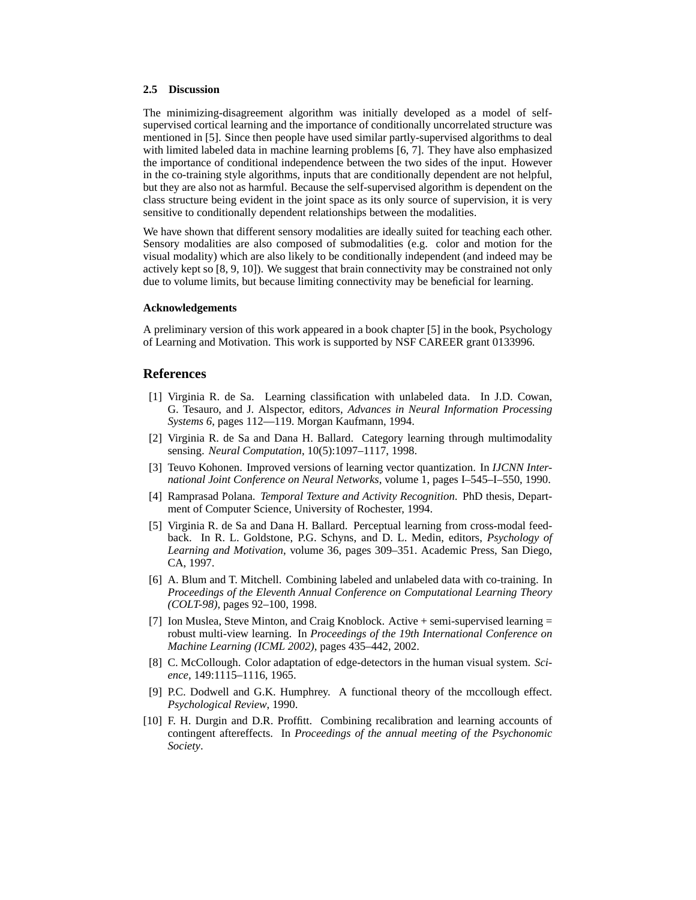### 2.5 Discussion

The minimizing-disagreement algorithm was initially developed as a model of self-supervised cortical learning and the importance of conditionally uncorrelated structure was mentioned in [5]. Since then people have used similar partly-supervised algorithms to deal with limited labeled data in machine learning problems [6, 7]. They have also emphasized the importance of conditional independence between the two sides of the input. However in the co-training style algorithms, inputs that are conditionally dependent are not helpful, but they are also not as harmful. Because the self-supervised algorithm is dependent on the class structure being evident in the joint space as its only source of supervision, it is very sensitive to conditionally dependent relationships between the modalities.

We have shown that different sensory modalities are ideally suited for teaching each other. Sensory modalities are also composed of submodalities (e.g. color and motion for the visual modality) which are also likely to be conditionally independent (and indeed may be actively kept so [8, 9, 10]). We suggest that brain connectivity may be constrained not only due to volume limits, but because limiting connectivity may be beneficial for learning.

#### Acknowledgements

A preliminary version of this work appeared in a book chapter [5] in the book, Psychology of Learning and Motivation. This work is supported by NSF CAREER grant 0133996.

## References

[1] Virginia R. de Sa. Learning classification with unlabeled data. In J.D. Cowan, G. Tesauro, and J. Alspector, editors, *Advances in Neural Information Processing Systems 6*, pages 112—119. Morgan Kaufmann, 1994.

[2] Virginia R. de Sa and Dana H. Ballard. Category learning through multimodality sensing. *Neural Computation*, 10(5):1097–1117, 1998.

[3] Teuvo Kohonen. Improved versions of learning vector quantization. In *IJCNN International Joint Conference on Neural Networks*, volume 1, pages I–545–I–550, 1990.

[4] Ramprasad Polana. *Temporal Texture and Activity Recognition*. PhD thesis, Department of Computer Science, University of Rochester, 1994.

[5] Virginia R. de Sa and Dana H. Ballard. Perceptual learning from cross-modal feedback. In R. L. Goldstone, P.G. Schyns, and D. L. Medin, editors, *Psychology of Learning and Motivation*, volume 36, pages 309–351. Academic Press, San Diego, CA, 1997.

[6] A. Blum and T. Mitchell. Combining labeled and unlabeled data with co-training. In *Proceedings of the Eleventh Annual Conference on Computational Learning Theory (COLT-98)*, pages 92–100, 1998.

[7] Ion Muslea, Steve Minton, and Craig Knoblock. Active + semi-supervised learning = robust multi-view learning. In *Proceedings of the 19th International Conference on Machine Learning (ICML 2002)*, pages 435–442, 2002.

[8] C. McCollough. Color adaptation of edge-detectors in the human visual system. *Science*, 149:1115–1116, 1965.

[9] P.C. Dodwell and G.K. Humphrey. A functional theory of the mccollough effect. *Psychological Review*, 1990.

[10] F. H. Durgin and D.R. Proffitt. Combining recalibration and learning accounts of contingent aftereffects. In *Proceedings of the annual meeting of the Psychonomic Society*.